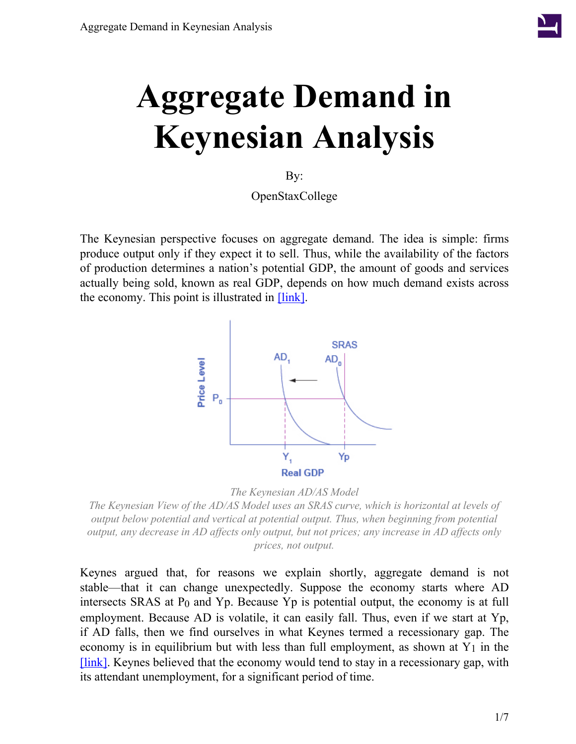# Aggregate Demand in Keynesian Analysis

By:

OpenStaxCollege

The Keynesian perspective focuses on aggregate demand. The idea is simple: firms produce output only if they expect it to sell. Thus, while the availability of the factors of production determines a nation's potential GDP, the amount of goods and services actually being sold, known as real GDP, depends on how much demand exists across the economy. This point is illustrated in [link].

*The Keynesian AD/AS Model*

*The Keynesian View of the AD/AS Model uses an SRAS curve, which is horizontal at levels of output below potential and vertical at potential output. Thus, when beginning from potential output, any decrease in AD affects only output, but not prices; any increase in AD affects only prices, not output.*

Keynes argued that, for reasons we explain shortly, aggregate demand is not stable—that it can change unexpectedly. Suppose the economy starts where AD intersects SRAS at $P_0$ and Yp. Because Yp is potential output, the economy is at full employment. Because AD is volatile, it can easily fall. Thus, even if we start at Yp, if AD falls, then we find ourselves in what Keynes termed a recessionary gap. The economy is in equilibrium but with less than full employment, as shown at $Y_1$ in the [link]. Keynes believed that the economy would tend to stay in a recessionary gap, with its attendant unemployment, for a significant period of time.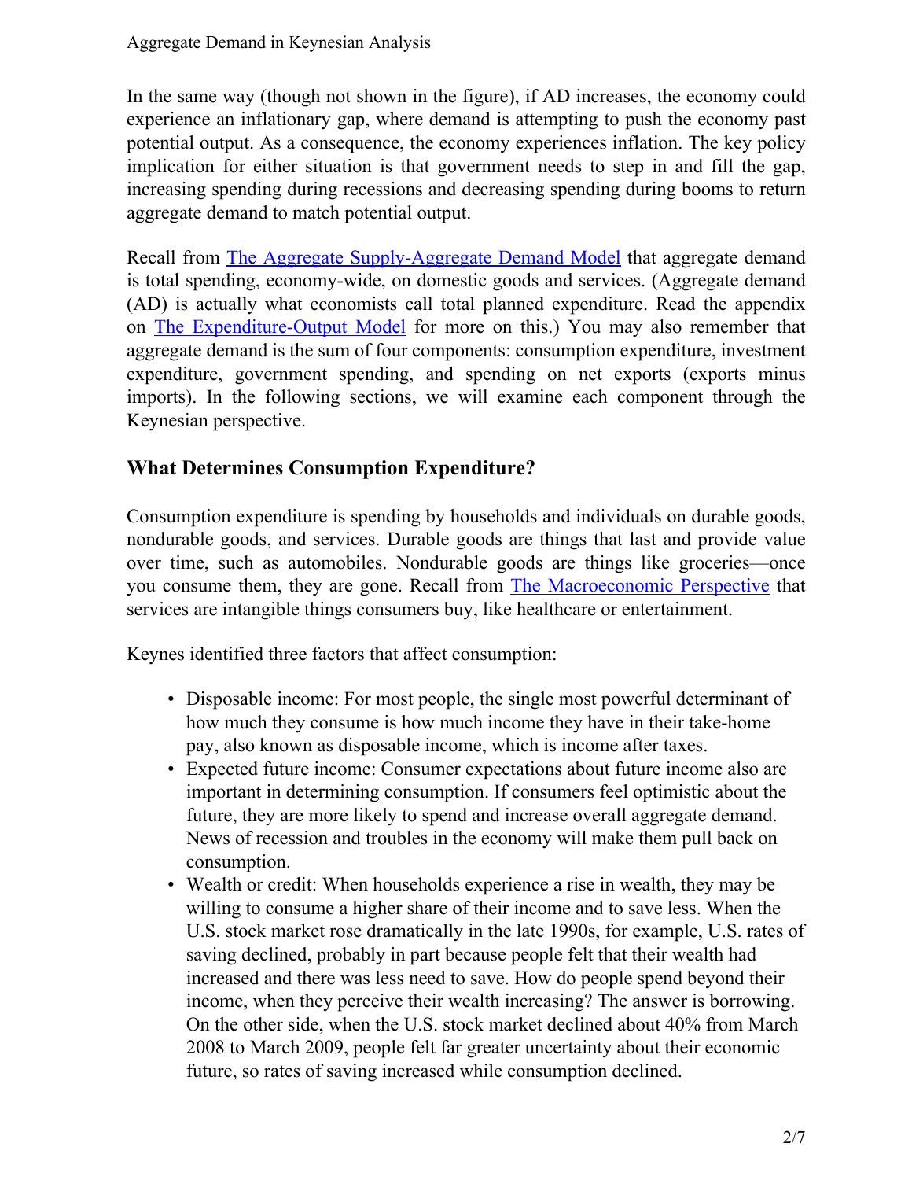In the same way (though not shown in the figure), if AD increases, the economy could experience an inflationary gap, where demand is attempting to push the economy past potential output. As a consequence, the economy experiences inflation. The key policy implication for either situation is that government needs to step in and fill the gap, increasing spending during recessions and decreasing spending during booms to return aggregate demand to match potential output.

Recall from The Aggregate Supply-Aggregate Demand Model that aggregate demand is total spending, economy-wide, on domestic goods and services. (Aggregate demand (AD) is actually what economists call total planned expenditure. Read the appendix on The Expenditure-Output Model for more on this.) You may also remember that aggregate demand is the sum of four components: consumption expenditure, investment expenditure, government spending, and spending on net exports (exports minus imports). In the following sections, we will examine each component through the Keynesian perspective.

## What Determines Consumption Expenditure?

Consumption expenditure is spending by households and individuals on durable goods, nondurable goods, and services. Durable goods are things that last and provide value over time, such as automobiles. Nondurable goods are things like groceries—once you consume them, they are gone. Recall from The Macroeconomic Perspective that services are intangible things consumers buy, like healthcare or entertainment.

Keynes identified three factors that affect consumption:

- Disposable income: For most people, the single most powerful determinant of how much they consume is how much income they have in their take-home pay, also known as disposable income, which is income after taxes.
- Expected future income: Consumer expectations about future income also are important in determining consumption. If consumers feel optimistic about the future, they are more likely to spend and increase overall aggregate demand. News of recession and troubles in the economy will make them pull back on consumption.
- Wealth or credit: When households experience a rise in wealth, they may be willing to consume a higher share of their income and to save less. When the U.S. stock market rose dramatically in the late 1990s, for example, U.S. rates of saving declined, probably in part because people felt that their wealth had increased and there was less need to save. How do people spend beyond their income, when they perceive their wealth increasing? The answer is borrowing. On the other side, when the U.S. stock market declined about 40% from March 2008 to March 2009, people felt far greater uncertainty about their economic future, so rates of saving increased while consumption declined.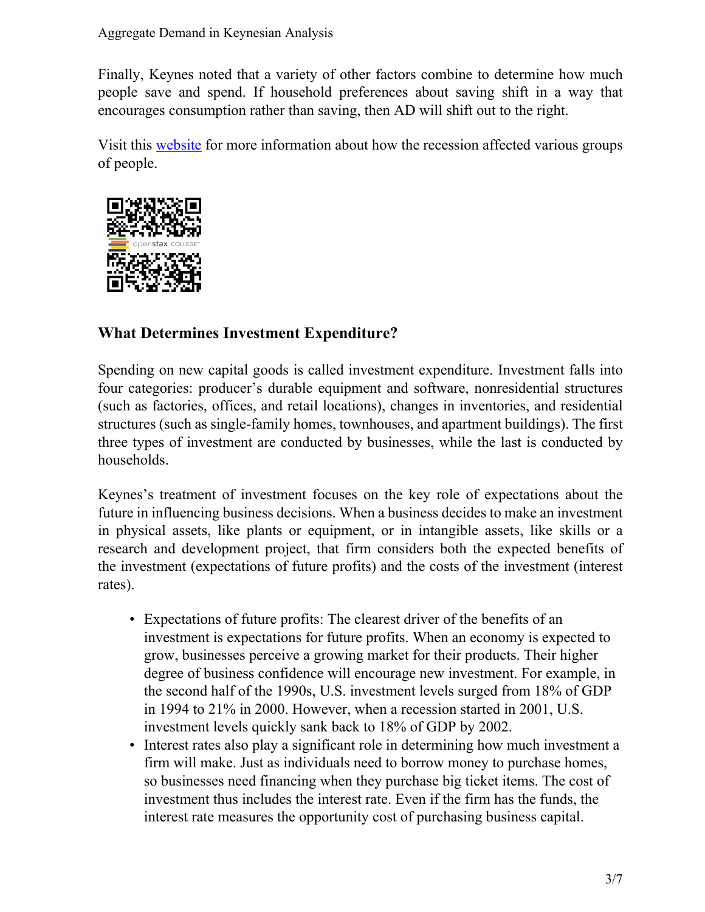Finally, Keynes noted that a variety of other factors combine to determine how much people save and spend. If household preferences about saving shift in a way that encourages consumption rather than saving, then AD will shift out to the right.

Visit this website for more information about how the recession affected various groups of people.

### What Determines Investment Expenditure?

Spending on new capital goods is called investment expenditure. Investment falls into four categories: producer's durable equipment and software, nonresidential structures (such as factories, offices, and retail locations), changes in inventories, and residential structures (such as single-family homes, townhouses, and apartment buildings). The first three types of investment are conducted by businesses, while the last is conducted by households.

Keynes's treatment of investment focuses on the key role of expectations about the future in influencing business decisions. When a business decides to make an investment in physical assets, like plants or equipment, or in intangible assets, like skills or a research and development project, that firm considers both the expected benefits of the investment (expectations of future profits) and the costs of the investment (interest rates).

- Expectations of future profits: The clearest driver of the benefits of an investment is expectations for future profits. When an economy is expected to grow, businesses perceive a growing market for their products. Their higher degree of business confidence will encourage new investment. For example, in the second half of the 1990s, U.S. investment levels surged from 18% of GDP in 1994 to 21% in 2000. However, when a recession started in 2001, U.S. investment levels quickly sank back to 18% of GDP by 2002.
- Interest rates also play a significant role in determining how much investment a firm will make. Just as individuals need to borrow money to purchase homes, so businesses need financing when they purchase big ticket items. The cost of investment thus includes the interest rate. Even if the firm has the funds, the interest rate measures the opportunity cost of purchasing business capital.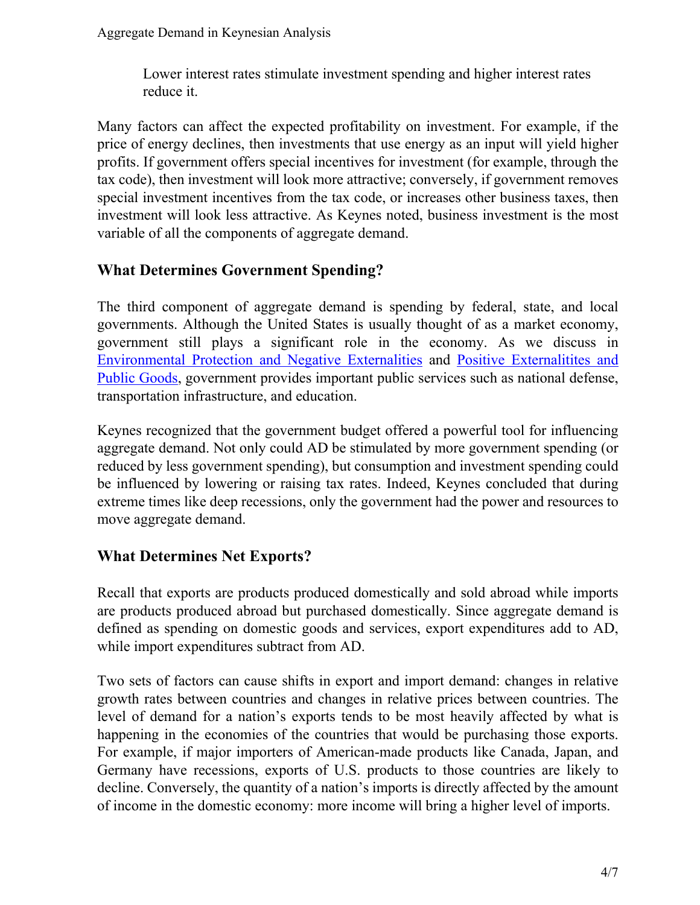> Lower interest rates stimulate investment spending and higher interest rates reduce it.

Many factors can affect the expected profitability on investment. For example, if the price of energy declines, then investments that use energy as an input will yield higher profits. If government offers special incentives for investment (for example, through the tax code), then investment will look more attractive; conversely, if government removes special investment incentives from the tax code, or increases other business taxes, then investment will look less attractive. As Keynes noted, business investment is the most variable of all the components of aggregate demand.

## What Determines Government Spending?

The third component of aggregate demand is spending by federal, state, and local governments. Although the United States is usually thought of as a market economy, government still plays a significant role in the economy. As we discuss in Environmental Protection and Negative Externalities and Positive Externalitites and Public Goods, government provides important public services such as national defense, transportation infrastructure, and education.

Keynes recognized that the government budget offered a powerful tool for influencing aggregate demand. Not only could AD be stimulated by more government spending (or reduced by less government spending), but consumption and investment spending could be influenced by lowering or raising tax rates. Indeed, Keynes concluded that during extreme times like deep recessions, only the government had the power and resources to move aggregate demand.

## What Determines Net Exports?

Recall that exports are products produced domestically and sold abroad while imports are products produced abroad but purchased domestically. Since aggregate demand is defined as spending on domestic goods and services, export expenditures add to AD, while import expenditures subtract from AD.

Two sets of factors can cause shifts in export and import demand: changes in relative growth rates between countries and changes in relative prices between countries. The level of demand for a nation's exports tends to be most heavily affected by what is happening in the economies of the countries that would be purchasing those exports. For example, if major importers of American-made products like Canada, Japan, and Germany have recessions, exports of U.S. products to those countries are likely to decline. Conversely, the quantity of a nation's imports is directly affected by the amount of income in the domestic economy: more income will bring a higher level of imports.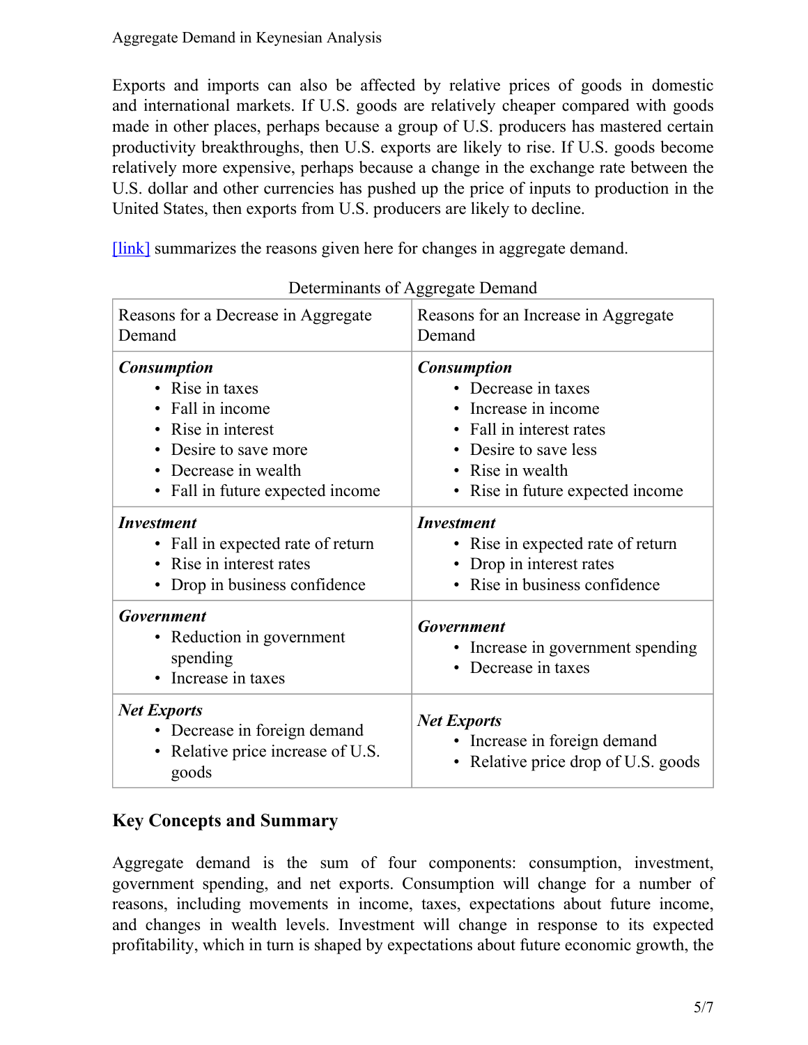Exports and imports can also be affected by relative prices of goods in domestic and international markets. If U.S. goods are relatively cheaper compared with goods made in other places, perhaps because a group of U.S. producers has mastered certain productivity breakthroughs, then U.S. exports are likely to rise. If U.S. goods become relatively more expensive, perhaps because a change in the exchange rate between the U.S. dollar and other currencies has pushed up the price of inputs to production in the United States, then exports from U.S. producers are likely to decline.

[link] summarizes the reasons given here for changes in aggregate demand.

Determinants of Aggregate Demand

| Reasons for a Decrease in Aggregate Demand | Reasons for an Increase in Aggregate Demand |
| --- | --- |
| ***Consumption***<br>• Rise in taxes<br>• Fall in income<br>• Rise in interest<br>• Desire to save more<br>• Decrease in wealth<br>• Fall in future expected income | ***Consumption***<br>• Decrease in taxes<br>• Increase in income<br>• Fall in interest rates<br>• Desire to save less<br>• Rise in wealth<br>• Rise in future expected income |
| ***Investment***<br>• Fall in expected rate of return<br>• Rise in interest rates<br>• Drop in business confidence | ***Investment***<br>• Rise in expected rate of return<br>• Drop in interest rates<br>• Rise in business confidence |
| ***Government***<br>• Reduction in government spending<br>• Increase in taxes | ***Government***<br>• Increase in government spending<br>• Decrease in taxes |
| ***Net Exports***<br>• Decrease in foreign demand<br>• Relative price increase of U.S. goods | ***Net Exports***<br>• Increase in foreign demand<br>• Relative price drop of U.S. goods |

## Key Concepts and Summary

Aggregate demand is the sum of four components: consumption, investment, government spending, and net exports. Consumption will change for a number of reasons, including movements in income, taxes, expectations about future income, and changes in wealth levels. Investment will change in response to its expected profitability, which in turn is shaped by expectations about future economic growth, the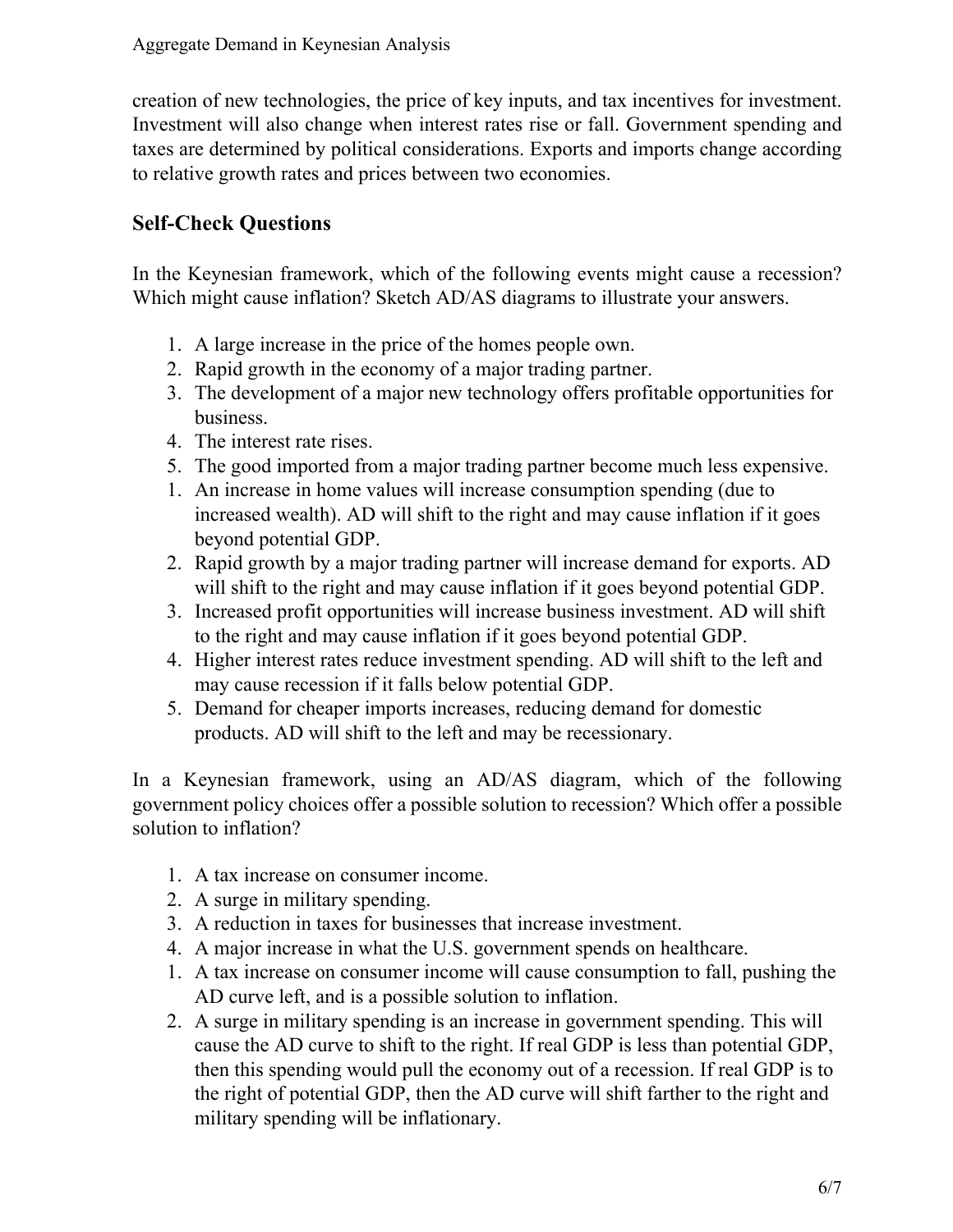creation of new technologies, the price of key inputs, and tax incentives for investment. Investment will also change when interest rates rise or fall. Government spending and taxes are determined by political considerations. Exports and imports change according to relative growth rates and prices between two economies.

## Self-Check Questions

In the Keynesian framework, which of the following events might cause a recession? Which might cause inflation? Sketch AD/AS diagrams to illustrate your answers.

1. A large increase in the price of the homes people own.
2. Rapid growth in the economy of a major trading partner.
3. The development of a major new technology offers profitable opportunities for business.
4. The interest rate rises.
5. The good imported from a major trading partner become much less expensive.

1. An increase in home values will increase consumption spending (due to increased wealth). AD will shift to the right and may cause inflation if it goes beyond potential GDP.
2. Rapid growth by a major trading partner will increase demand for exports. AD will shift to the right and may cause inflation if it goes beyond potential GDP.
3. Increased profit opportunities will increase business investment. AD will shift to the right and may cause inflation if it goes beyond potential GDP.
4. Higher interest rates reduce investment spending. AD will shift to the left and may cause recession if it falls below potential GDP.
5. Demand for cheaper imports increases, reducing demand for domestic products. AD will shift to the left and may be recessionary.

In a Keynesian framework, using an AD/AS diagram, which of the following government policy choices offer a possible solution to recession? Which offer a possible solution to inflation?

1. A tax increase on consumer income.
2. A surge in military spending.
3. A reduction in taxes for businesses that increase investment.
4. A major increase in what the U.S. government spends on healthcare.

1. A tax increase on consumer income will cause consumption to fall, pushing the AD curve left, and is a possible solution to inflation.
2. A surge in military spending is an increase in government spending. This will cause the AD curve to shift to the right. If real GDP is less than potential GDP, then this spending would pull the economy out of a recession. If real GDP is to the right of potential GDP, then the AD curve will shift farther to the right and military spending will be inflationary.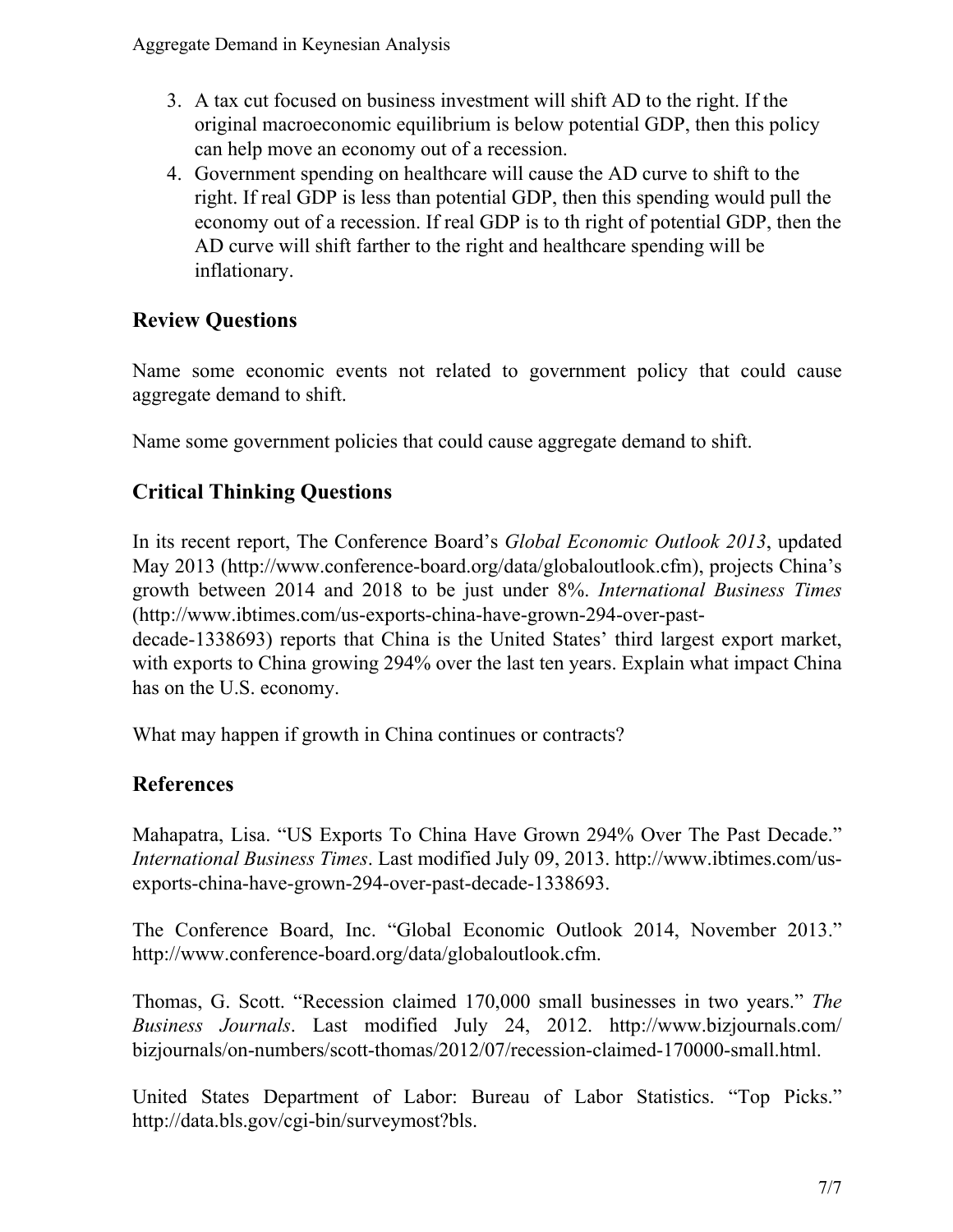3. A tax cut focused on business investment will shift AD to the right. If the original macroeconomic equilibrium is below potential GDP, then this policy can help move an economy out of a recession.
4. Government spending on healthcare will cause the AD curve to shift to the right. If real GDP is less than potential GDP, then this spending would pull the economy out of a recession. If real GDP is to th right of potential GDP, then the AD curve will shift farther to the right and healthcare spending will be inflationary.

## Review Questions

Name some economic events not related to government policy that could cause aggregate demand to shift.

Name some government policies that could cause aggregate demand to shift.

## Critical Thinking Questions

In its recent report, The Conference Board's *Global Economic Outlook 2013*, updated May 2013 (http://www.conference-board.org/data/globaloutlook.cfm), projects China's growth between 2014 and 2018 to be just under 8%. *International Business Times* (http://www.ibtimes.com/us-exports-china-have-grown-294-over-past-decade-1338693) reports that China is the United States' third largest export market, with exports to China growing 294% over the last ten years. Explain what impact China has on the U.S. economy.

What may happen if growth in China continues or contracts?

## References

Mahapatra, Lisa. "US Exports To China Have Grown 294% Over The Past Decade." *International Business Times*. Last modified July 09, 2013. http://www.ibtimes.com/us-exports-china-have-grown-294-over-past-decade-1338693.

The Conference Board, Inc. "Global Economic Outlook 2014, November 2013." http://www.conference-board.org/data/globaloutlook.cfm.

Thomas, G. Scott. "Recession claimed 170,000 small businesses in two years." *The Business Journals*. Last modified July 24, 2012. http://www.bizjournals.com/bizjournals/on-numbers/scott-thomas/2012/07/recession-claimed-170000-small.html.

United States Department of Labor: Bureau of Labor Statistics. "Top Picks." http://data.bls.gov/cgi-bin/surveymost?bls.